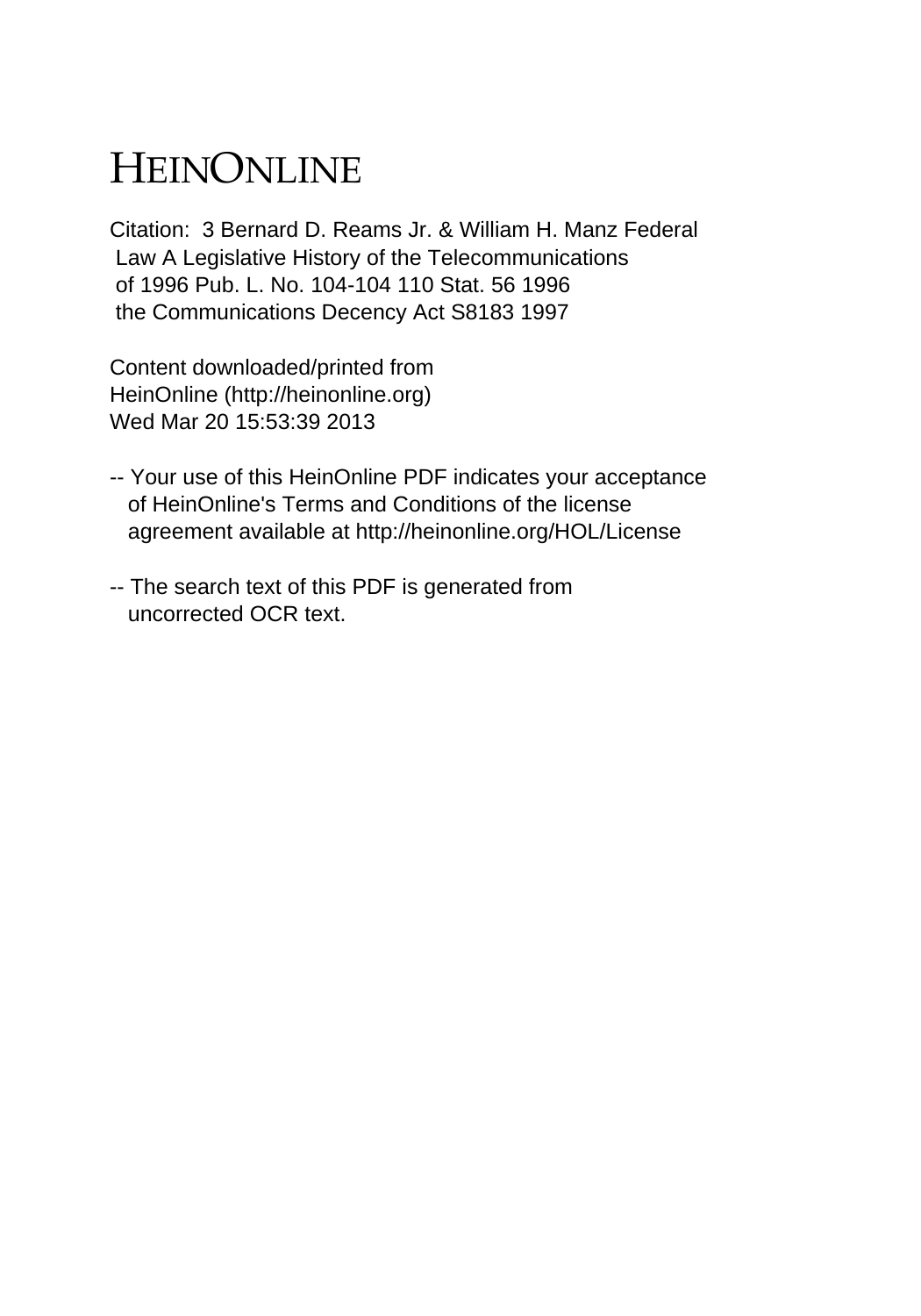# HEINONLINE

Citation: 3 Bernard D. Reams Jr. & William H. Manz Federal Law A Legislative History of the Telecommunications of 1996 Pub. L. No. 104-104 110 Stat. 56 1996 the Communications Decency Act S8183 1997

Content downloaded/printed from HeinOnline (http://heinonline.org)
Wed Mar 20 15:53:39 2013

-- Your use of this HeinOnline PDF indicates your acceptance of HeinOnline's Terms and Conditions of the license agreement available at http://heinonline.org/HOL/License

-- The search text of this PDF is generated from uncorrected OCR text.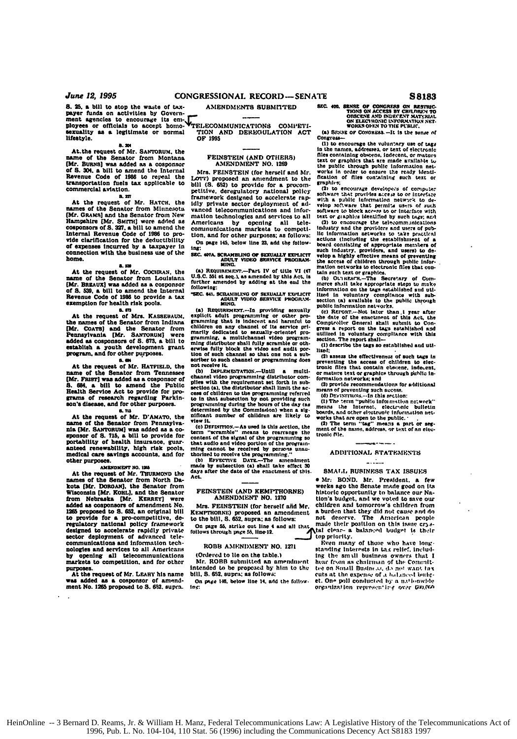S. 25, a bill to stop the waste of taxpayer funds on activities by Government agencies to encourage its employees or officials to accept homosexuality as a legitimate or normal lifestyle.

S. 304

At the request of Mr. SANTORUM, the name of the Senator from Montana [Mr. BURNS] was added as a cosponsor of S. 304, a bill to amend the Internal Revenue Code of 1986 to repeal the transportation fuels tax applicable to commercial aviation.

S. 327

At the request of Mr. HATCH, the names of the Senator from Minnesota [Mr. GRAMS] and the Senator from New Hampshire [Mr. SMITH] were added as cosponsors of S. 327, a bill to amend the Internal Revenue Code of 1986 to provide clarification for the deductibility of expenses incurred by a taxpayer in connection with the business use of the home.

S. 539

At the request of Mr. COCHRAN, the name of the Senator from Louisiana [Mr. BREAUX] was added as a cosponsor of S. 539, a bill to amend the Internal Revenue Code of 1986 to provide a tax exemption for health risk pools.

S. 673

At the request of Mrs. KASSEBAUM, the names of the Senator from Indiana [Mr. COATS] and the Senator from Pennsylvania [Mr. SANTORUM] were added as cosponsors of S. 673, a bill to establish a youth development grant program, and for other purposes.

S. 684

At the request of Mr. HATFIELD, the name of the Senator from Tennessee [Mr. FRIST] was added as a cosponsor of S. 684, a bill to amend the Public Health Service Act to provide for programs of research regarding Parkinson's disease, and for other purposes.

S. 715

At the request of Mr. D'AMATO, the name of the Senator from Pennsylvania [Mr. SANTORUM] was added as a cosponsor of S. 715, a bill to provide for portability of health insurance, guaranteed renewability, high risk pools, medical care savings accounts, and for other purposes.

AMENDMENT NO. 1265

At the request of Mr. THURMOND the names of the Senator from North Dakota [Mr. DORGAN], the Senator from Wisconsin [Mr. KOHL], and the Senator from Nebraska [Mr. KERREY] were added as cosponsors of amendment No. 1265 proposed to S. 652, an original bill to provide for a pro-competitive, deregulatory national policy framework designed to accelerate rapidly private sector deployment of advanced telecommunications and information technologies and services to all Americans by opening all telecommunications markets to competition, and for other purposes.

At the request of Mr. LEAHY his name was added as a cosponsor of amendment No. 1265 proposed to S. 652, supra.

## AMENDMENTS SUBMITTED

### TELECOMMUNICATIONS COMPETITION AND DEREGULATION ACT OF 1995

#### FEINSTEIN (AND OTHERS) AMENDMENT NO. 1269

Mrs. FEINSTEIN (for herself and Mr. LOTT) proposed an amendment to the bill (S. 652) to provide for a procompetitive, deregulatory national policy framework designed to accelerate rapidly private sector deployment of advanced telecommunications and information technologies and services to all Americans by opening all telecommunications markets to competition, and for other purposes; as follows:

On page 145, below line 23, add the following:

SEC. 407A. SCRAMBLING OF SEXUALLY EXPLICIT ADULT VIDEO SERVICE PROGRAMMING.

(a) REQUIREMENT.—Part IV of title VI (47 U.S.C. 551 et seq.), as amended by this Act, is further amended by adding at the end the following:

"SEC. 641. SCRAMBLING OF SEXUALLY EXPLICIT ADULT VIDEO SERVICE PROGRAMMING.

(a) REQUIREMENT.—In providing sexually explicit adult programming or other programming that is indecent and harmful to children on any channel of its service primarily dedicated to sexually-oriented programming, a multichannel video programming distributor shall fully scramble or otherwise fully block the video and audit portion of such channel so that one not a subscriber to such channel or programming does not receive it.

(b) IMPLEMENTATION.—Until a multichannel video programming distributor complies with the requirement set forth in subsection (a), the distributor shall limit the access of children to the programming referred to in that subsection by not providing such programming during the hours of the day (as determined by the Commission) when a significant number of children are likely to view it.

(c) DEFINITION.—As used in this section, the term "scramble" means to rearrange the content of the signal of the programming so that audio and video portion of the programming cannot be received by persons unauthorized to receive the programming."

(b) EFFECTIVE DATE.—The amendment made by subsection (a) shall take effect 30 days after the date of the enactment of this Act.

#### FEINSTEIN (AND KEMPTHORNE) AMENDMENT NO. 1270

Mrs. FEINSTEIN (for herself and Mr. KEMPTHORNE) proposed an amendment to the bill, S. 652, supra; as follows:

On page 55, strike out line 4 and all that follows through page 55, line 12.

#### ROBB AMENDMENT NO. 1271

(Ordered to lie on the table.)

Mr. ROBB submitted an amendment intended to be proposed by him to the bill, S. 652, supra; as follows:

On page 146, below line 14, add the following:

SEC. 409. SENSE OF CONGRESS ON RESTRICTIONS ON ACCESS BY CHILDREN TO OBSCENE AND INDECENT MATERIAL ON ELECTRONIC INFORMATION NETWORKS OPEN TO THE PUBLIC.

(a) SENSE OF CONGRESS.—It is the sense of Congress—

(1) to encourage the voluntary use of tags in the names, addresses, or text of electronic files containing obscene, indecent, or mature text or graphics that are made available to the public through public information networks in order to ensure the ready identification of files containing such text or graphics;

(2) to encourage developers of computer software that provides access to or interface with a public information network to develop software that permits users of such software to block access to or interface with text or graphics identified by such tags; and

(3) to encourage the telecommunications industry and the providers and users of public information networks to take practical actions (including the establishment of a board consisting of appropriate members of such industry, providers, and users) to develop a highly effective means of preventing the access of children through public information networks to electronic files that contain such text or graphics.

(b) OUTREACH.—The Secretary of Commerce shall take appropriate steps to make information on the tags established and utilized in voluntary compliance with subsection (a) available to the public through public information networks.

(c) REPORT.—Not later than 1 year after the date of the enactment of this Act, the Comptroller General shall submit to Congress a report on the tags established and utilized in voluntary compliance with this section. The report shall—

(1) describe the tags so established and utilized;

(2) assess the effectiveness of such tags in preventing the access of children to electronic files that contain obscene, indecent, or mature text or graphics through public information networks; and

(3) provide recommendations for additional means of preventing such access.

(d) DEFINITIONS.—In this section:

(1) The term "public information network" means the Internet, electronic bulletin boards, and other electronic information networks that are open to the public.

(2) The term "tag" means a part or segment of the name, address, or text of an electronic file.

## ADDITIONAL STATEMENTS

### SMALL BUSINESS TAX ISSUES

• Mr. BOND. Mr. President, a few weeks ago the Senate made good on its historic opportunity to balance our Nation's budget, and we voted to save our children and tomorrow's children from a burden that they did not cause and do not deserve. The American people made their position on this issue crystal clear—a balanced budget is their top priority.

Even many of those who have longstanding interests in tax relief, including the small business owners that I hear from as chairman of the Committee on Small Business, do not want tax cuts at the expense of a balanced budget. One poll conducted by a nationwide organization representing over 600,000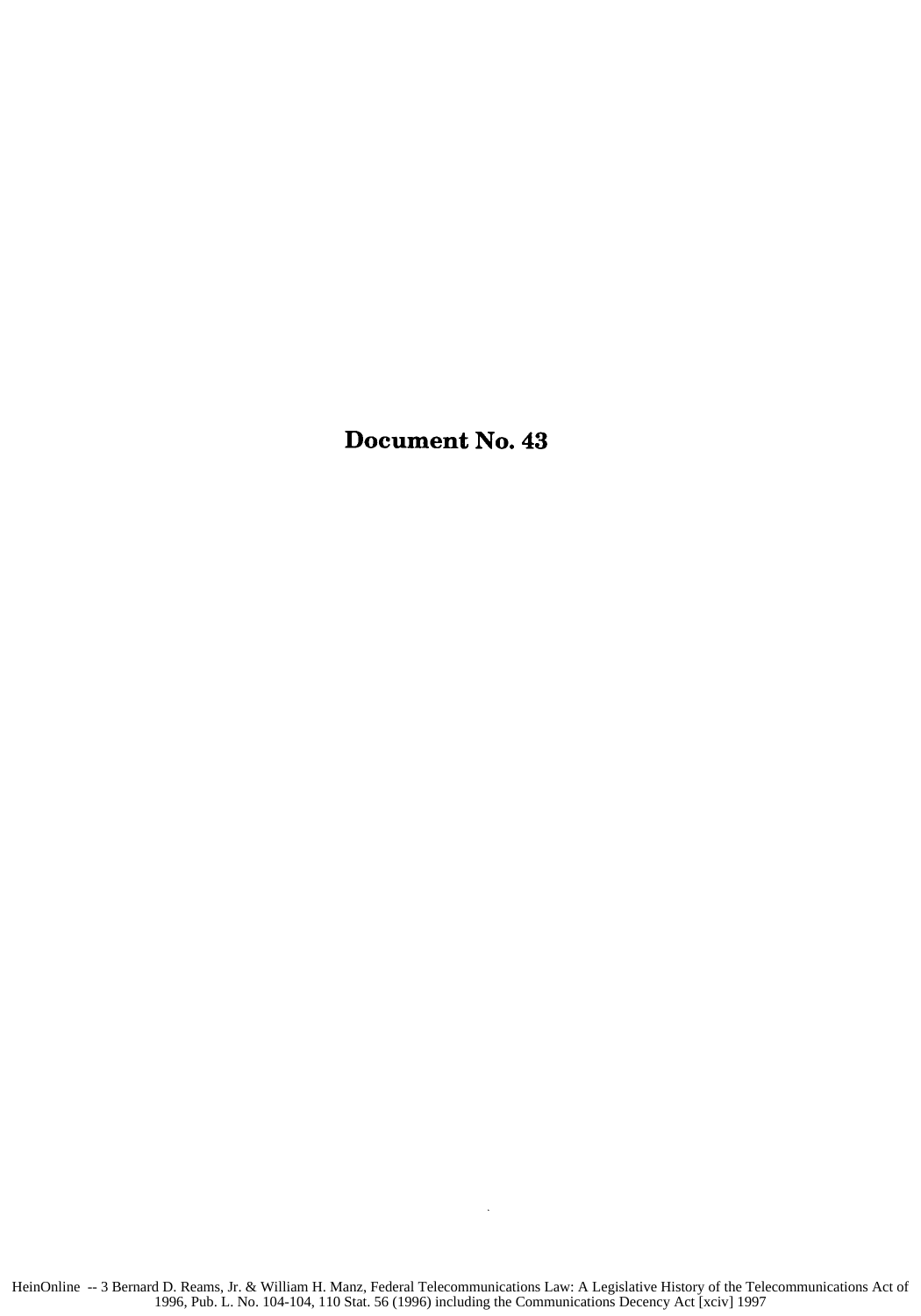# Document No. 43